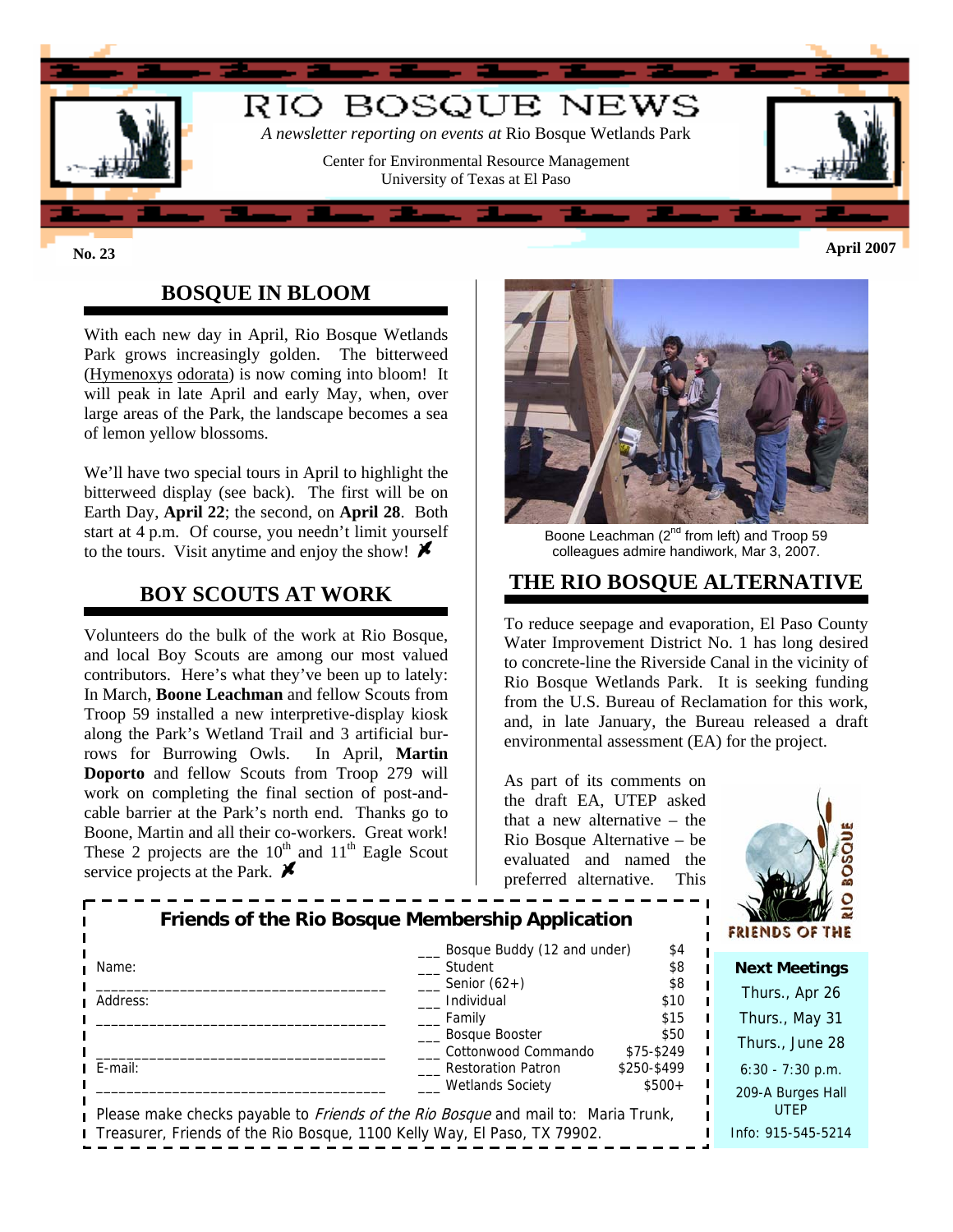# RIO BOSQUE NEWS

*A newsletter reporting on events at* Rio Bosque Wetlands Park

Center for Environmental Resource Management
University of Texas at El Paso

**No. 23** **April 2007**

## BOSQUE IN BLOOM

With each new day in April, Rio Bosque Wetlands Park grows increasingly golden. The bitterweed (Hymenoxys odorata) is now coming into bloom! It will peak in late April and early May, when, over large areas of the Park, the landscape becomes a sea of lemon yellow blossoms.

We'll have two special tours in April to highlight the bitterweed display (see back). The first will be on Earth Day, **April 22**; the second, on **April 28**. Both start at 4 p.m. Of course, you needn't limit yourself to the tours. Visit anytime and enjoy the show!

## BOY SCOUTS AT WORK

Volunteers do the bulk of the work at Rio Bosque, and local Boy Scouts are among our most valued contributors. Here's what they've been up to lately: In March, **Boone Leachman** and fellow Scouts from Troop 59 installed a new interpretive-display kiosk along the Park's Wetland Trail and 3 artificial burrows for Burrowing Owls. In April, **Martin Doporto** and fellow Scouts from Troop 279 will work on completing the final section of post-and-cable barrier at the Park's north end. Thanks go to Boone, Martin and all their co-workers. Great work! These 2 projects are the 10th and 11th Eagle Scout service projects at the Park.

Boone Leachman (2nd from left) and Troop 59 colleagues admire handiwork, Mar 3, 2007.

## THE RIO BOSQUE ALTERNATIVE

To reduce seepage and evaporation, El Paso County Water Improvement District No. 1 has long desired to concrete-line the Riverside Canal in the vicinity of Rio Bosque Wetlands Park. It is seeking funding from the U.S. Bureau of Reclamation for this work, and, in late January, the Bureau released a draft environmental assessment (EA) for the project.

As part of its comments on the draft EA, UTEP asked that a new alternative – the Rio Bosque Alternative – be evaluated and named the preferred alternative. This

### Friends of the Rio Bosque Membership Application

Name: ____________________________________

Address: ____________________________________

____________________________________

E-mail: ____________________________________

| | Membership | Amount |
|---|---|---|
| ___ | Bosque Buddy (12 and under) | $4 |
| ___ | Student | $8 |
| ___ | Senior (62+) | $8 |
| ___ | Individual | $10 |
| ___ | Family | $15 |
| ___ | Bosque Booster | $50 |
| ___ | Cottonwood Commando | $75-$249 |
| ___ | Restoration Patron | $250-$499 |
| ___ | Wetlands Society | $500+ |

Please make checks payable to *Friends of the Rio Bosque* and mail to: Maria Trunk, Treasurer, Friends of the Rio Bosque, 1100 Kelly Way, El Paso, TX 79902.

RIO BOSQUE
FRIENDS OF THE

**Next Meetings**

Thurs., Apr 26
Thurs., May 31
Thurs., June 28
6:30 - 7:30 p.m.
209-A Burges Hall
UTEP
Info: 915-545-5214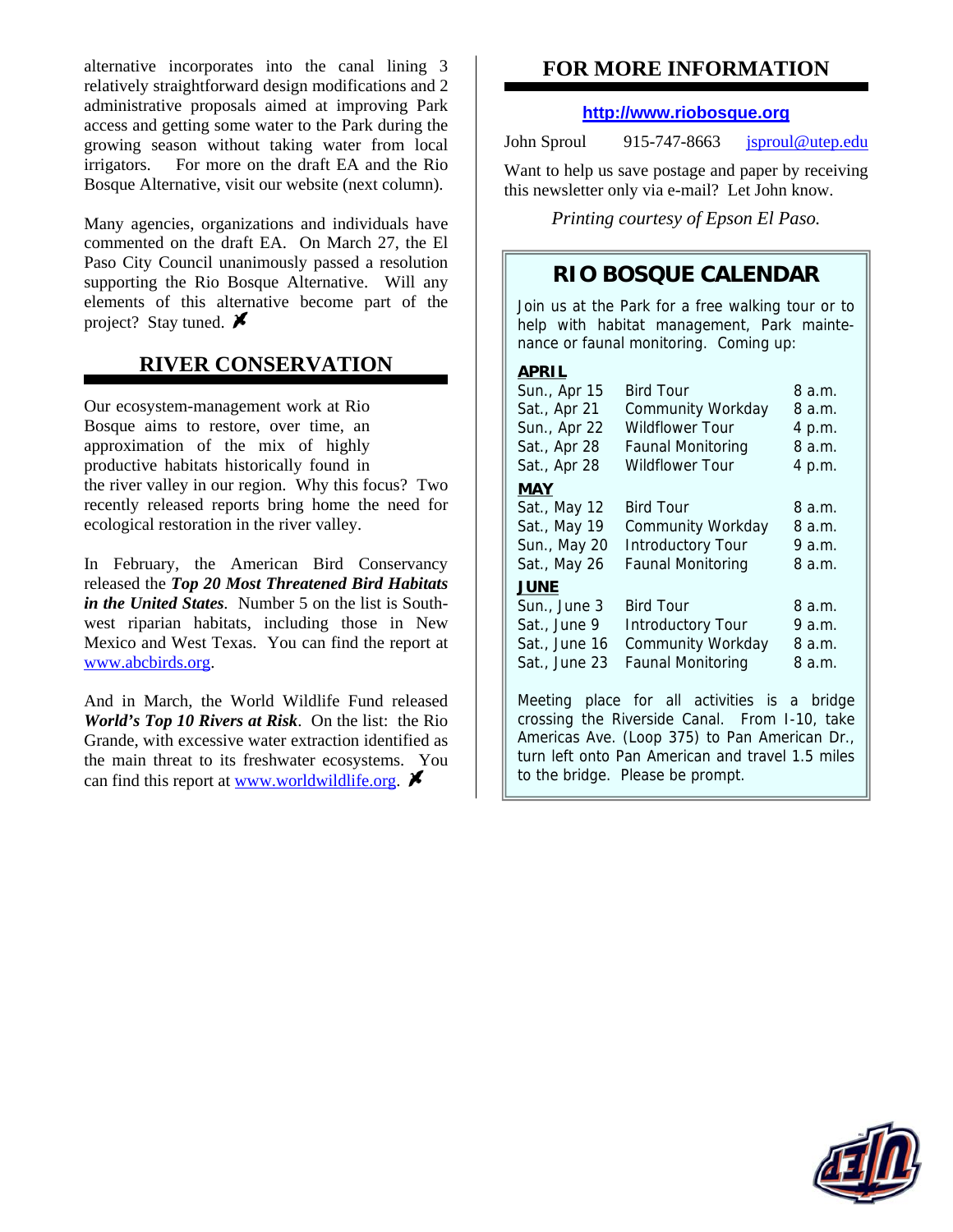alternative incorporates into the canal lining 3 relatively straightforward design modifications and 2 administrative proposals aimed at improving Park access and getting some water to the Park during the growing season without taking water from local irrigators. For more on the draft EA and the Rio Bosque Alternative, visit our website (next column).

Many agencies, organizations and individuals have commented on the draft EA. On March 27, the El Paso City Council unanimously passed a resolution supporting the Rio Bosque Alternative. Will any elements of this alternative become part of the project? Stay tuned. ✗

## RIVER CONSERVATION

Our ecosystem-management work at Rio Bosque aims to restore, over time, an approximation of the mix of highly productive habitats historically found in the river valley in our region. Why this focus? Two recently released reports bring home the need for ecological restoration in the river valley.

In February, the American Bird Conservancy released the ***Top 20 Most Threatened Bird Habitats in the United States***. Number 5 on the list is Southwest riparian habitats, including those in New Mexico and West Texas. You can find the report at www.abcbirds.org.

And in March, the World Wildlife Fund released ***World's Top 10 Rivers at Risk***. On the list: the Rio Grande, with excessive water extraction identified as the main threat to its freshwater ecosystems. You can find this report at www.worldwildlife.org. ✗

## FOR MORE INFORMATION

**http://www.riobosque.org**

John Sproul 915-747-8663 jsproul@utep.edu

Want to help us save postage and paper by receiving this newsletter only via e-mail? Let John know.

*Printing courtesy of Epson El Paso.*

## RIO BOSQUE CALENDAR

Join us at the Park for a free walking tour or to help with habitat management, Park maintenance or faunal monitoring. Coming up:

| | | |
|---|---|---|
| **APRIL** | | |
| Sun., Apr 15 | Bird Tour | 8 a.m. |
| Sat., Apr 21 | Community Workday | 8 a.m. |
| Sun., Apr 22 | Wildflower Tour | 4 p.m. |
| Sat., Apr 28 | Faunal Monitoring | 8 a.m. |
| Sat., Apr 28 | Wildflower Tour | 4 p.m. |
| **MAY** | | |
| Sat., May 12 | Bird Tour | 8 a.m. |
| Sat., May 19 | Community Workday | 8 a.m. |
| Sun., May 20 | Introductory Tour | 9 a.m. |
| Sat., May 26 | Faunal Monitoring | 8 a.m. |
| **JUNE** | | |
| Sun., June 3 | Bird Tour | 8 a.m. |
| Sat., June 9 | Introductory Tour | 9 a.m. |
| Sat., June 16 | Community Workday | 8 a.m. |
| Sat., June 23 | Faunal Monitoring | 8 a.m. |

Meeting place for all activities is a bridge crossing the Riverside Canal. From I-10, take Americas Ave. (Loop 375) to Pan American Dr., turn left onto Pan American and travel 1.5 miles to the bridge. Please be prompt.